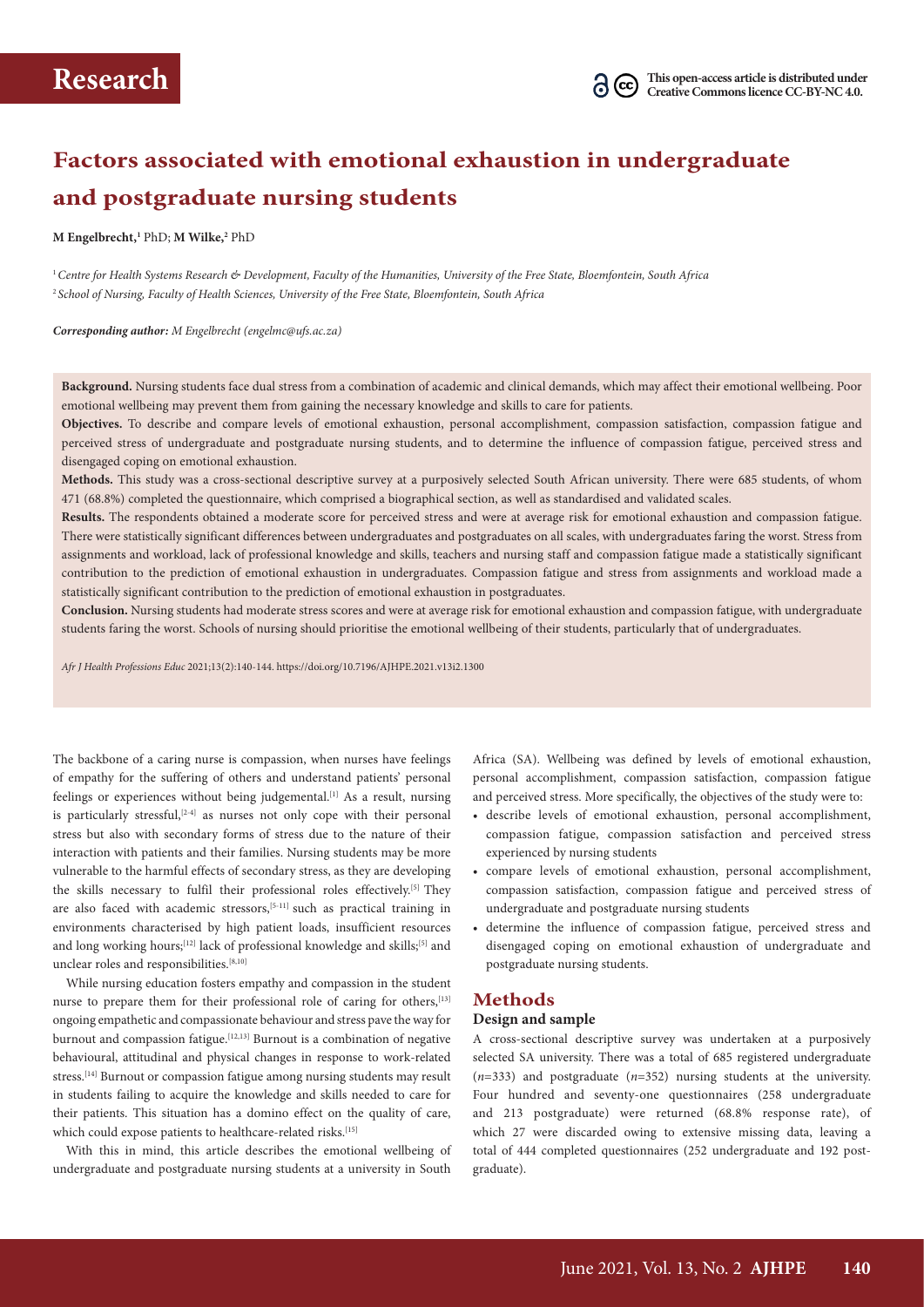# Research

**This open-access article is distributed under Creative Commons licence CC-BY-NC 4.0.**

# Factors associated with emotional exhaustion in undergraduate and postgraduate nursing students

**M Engelbrecht,**[1] PhD; **M Wilke,**[2] PhD

[1] *Centre for Health Systems Research & Development, Faculty of the Humanities, University of the Free State, Bloemfontein, South Africa*
[2] *School of Nursing, Faculty of Health Sciences, University of the Free State, Bloemfontein, South Africa*

***Corresponding author:** M Engelbrecht (engelmc@ufs.ac.za)*

**Background.** Nursing students face dual stress from a combination of academic and clinical demands, which may affect their emotional wellbeing. Poor emotional wellbeing may prevent them from gaining the necessary knowledge and skills to care for patients.

**Objectives.** To describe and compare levels of emotional exhaustion, personal accomplishment, compassion satisfaction, compassion fatigue and perceived stress of undergraduate and postgraduate nursing students, and to determine the influence of compassion fatigue, perceived stress and disengaged coping on emotional exhaustion.

**Methods.** This study was a cross-sectional descriptive survey at a purposively selected South African university. There were 685 students, of whom 471 (68.8%) completed the questionnaire, which comprised a biographical section, as well as standardised and validated scales.

**Results.** The respondents obtained a moderate score for perceived stress and were at average risk for emotional exhaustion and compassion fatigue. There were statistically significant differences between undergraduates and postgraduates on all scales, with undergraduates faring the worst. Stress from assignments and workload, lack of professional knowledge and skills, teachers and nursing staff and compassion fatigue made a statistically significant contribution to the prediction of emotional exhaustion in undergraduates. Compassion fatigue and stress from assignments and workload made a statistically significant contribution to the prediction of emotional exhaustion in postgraduates.

**Conclusion.** Nursing students had moderate stress scores and were at average risk for emotional exhaustion and compassion fatigue, with undergraduate students faring the worst. Schools of nursing should prioritise the emotional wellbeing of their students, particularly that of undergraduates.

*Afr J Health Professions Educ* 2021;13(2):140-144. https://doi.org/10.7196/AJHPE.2021.v13i2.1300

The backbone of a caring nurse is compassion, when nurses have feelings of empathy for the suffering of others and understand patients' personal feelings or experiences without being judgemental.[1] As a result, nursing is particularly stressful,[2-4] as nurses not only cope with their personal stress but also with secondary forms of stress due to the nature of their interaction with patients and their families. Nursing students may be more vulnerable to the harmful effects of secondary stress, as they are developing the skills necessary to fulfil their professional roles effectively.[5] They are also faced with academic stressors,[5-11] such as practical training in environments characterised by high patient loads, insufficient resources and long working hours;[12] lack of professional knowledge and skills;[5] and unclear roles and responsibilities.[8,10]

While nursing education fosters empathy and compassion in the student nurse to prepare them for their professional role of caring for others,[13] ongoing empathetic and compassionate behaviour and stress pave the way for burnout and compassion fatigue.[12,13] Burnout is a combination of negative behavioural, attitudinal and physical changes in response to work-related stress.[14] Burnout or compassion fatigue among nursing students may result in students failing to acquire the knowledge and skills needed to care for their patients. This situation has a domino effect on the quality of care, which could expose patients to healthcare-related risks.[15]

With this in mind, this article describes the emotional wellbeing of undergraduate and postgraduate nursing students at a university in South Africa (SA). Wellbeing was defined by levels of emotional exhaustion, personal accomplishment, compassion satisfaction, compassion fatigue and perceived stress. More specifically, the objectives of the study were to:

- describe levels of emotional exhaustion, personal accomplishment, compassion fatigue, compassion satisfaction and perceived stress experienced by nursing students
- compare levels of emotional exhaustion, personal accomplishment, compassion satisfaction, compassion fatigue and perceived stress of undergraduate and postgraduate nursing students
- determine the influence of compassion fatigue, perceived stress and disengaged coping on emotional exhaustion of undergraduate and postgraduate nursing students.

## Methods

### Design and sample

A cross-sectional descriptive survey was undertaken at a purposively selected SA university. There was a total of 685 registered undergraduate ($n$=333) and postgraduate ($n$=352) nursing students at the university. Four hundred and seventy-one questionnaires (258 undergraduate and 213 postgraduate) were returned (68.8% response rate), of which 27 were discarded owing to extensive missing data, leaving a total of 444 completed questionnaires (252 undergraduate and 192 postgraduate).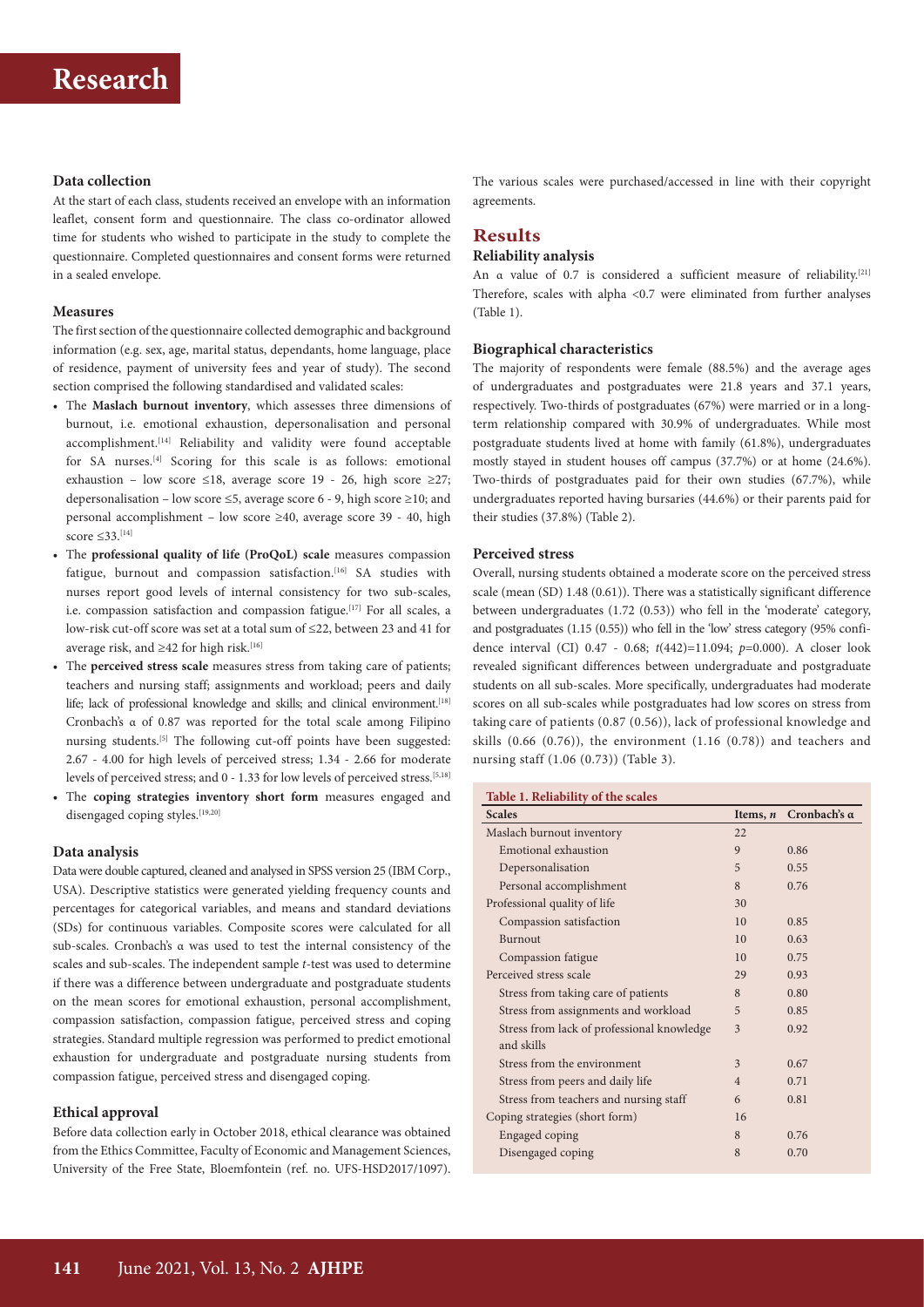### Data collection

At the start of each class, students received an envelope with an information leaflet, consent form and questionnaire. The class co-ordinator allowed time for students who wished to participate in the study to complete the questionnaire. Completed questionnaires and consent forms were returned in a sealed envelope.

### Measures

The first section of the questionnaire collected demographic and background information (e.g. sex, age, marital status, dependants, home language, place of residence, payment of university fees and year of study). The second section comprised the following standardised and validated scales:

- The **Maslach burnout inventory**, which assesses three dimensions of burnout, i.e. emotional exhaustion, depersonalisation and personal accomplishment.[14] Reliability and validity were found acceptable for SA nurses.[4] Scoring for this scale is as follows: emotional exhaustion – low score ≤18, average score 19 - 26, high score ≥27; depersonalisation – low score ≤5, average score 6 - 9, high score ≥10; and personal accomplishment – low score ≥40, average score 39 - 40, high score ≤33.[14]
- The **professional quality of life (ProQoL) scale** measures compassion fatigue, burnout and compassion satisfaction.[16] SA studies with nurses report good levels of internal consistency for two sub-scales, i.e. compassion satisfaction and compassion fatigue.[17] For all scales, a low-risk cut-off score was set at a total sum of ≤22, between 23 and 41 for average risk, and ≥42 for high risk.[16]
- The **perceived stress scale** measures stress from taking care of patients; teachers and nursing staff; assignments and workload; peers and daily life; lack of professional knowledge and skills; and clinical environment.[18] Cronbach's α of 0.87 was reported for the total scale among Filipino nursing students.[5] The following cut-off points have been suggested: 2.67 - 4.00 for high levels of perceived stress; 1.34 - 2.66 for moderate levels of perceived stress; and 0 - 1.33 for low levels of perceived stress.[5,18]
- The **coping strategies inventory short form** measures engaged and disengaged coping styles.[19,20]

### Data analysis

Data were double captured, cleaned and analysed in SPSS version 25 (IBM Corp., USA). Descriptive statistics were generated yielding frequency counts and percentages for categorical variables, and means and standard deviations (SDs) for continuous variables. Composite scores were calculated for all sub-scales. Cronbach's α was used to test the internal consistency of the scales and sub-scales. The independent sample *t*-test was used to determine if there was a difference between undergraduate and postgraduate students on the mean scores for emotional exhaustion, personal accomplishment, compassion satisfaction, compassion fatigue, perceived stress and coping strategies. Standard multiple regression was performed to predict emotional exhaustion for undergraduate and postgraduate nursing students from compassion fatigue, perceived stress and disengaged coping.

### Ethical approval

Before data collection early in October 2018, ethical clearance was obtained from the Ethics Committee, Faculty of Economic and Management Sciences, University of the Free State, Bloemfontein (ref. no. UFS-HSD2017/1097). The various scales were purchased/accessed in line with their copyright agreements.

## Results

### Reliability analysis

An α value of 0.7 is considered a sufficient measure of reliability.[21] Therefore, scales with alpha <0.7 were eliminated from further analyses (Table 1).

### Biographical characteristics

The majority of respondents were female (88.5%) and the average ages of undergraduates and postgraduates were 21.8 years and 37.1 years, respectively. Two-thirds of postgraduates (67%) were married or in a long-term relationship compared with 30.9% of undergraduates. While most postgraduate students lived at home with family (61.8%), undergraduates mostly stayed in student houses off campus (37.7%) or at home (24.6%). Two-thirds of postgraduates paid for their own studies (67.7%), while undergraduates reported having bursaries (44.6%) or their parents paid for their studies (37.8%) (Table 2).

### Perceived stress

Overall, nursing students obtained a moderate score on the perceived stress scale (mean (SD) 1.48 (0.61)). There was a statistically significant difference between undergraduates (1.72 (0.53)) who fell in the 'moderate' category, and postgraduates (1.15 (0.55)) who fell in the 'low' stress category (95% confidence interval (CI) 0.47 - 0.68; $t(442)=11.094$; $p=0.000$). A closer look revealed significant differences between undergraduate and postgraduate students on all sub-scales. More specifically, undergraduates had moderate scores on all sub-scales while postgraduates had low scores on stress from taking care of patients (0.87 (0.56)), lack of professional knowledge and skills (0.66 (0.76)), the environment (1.16 (0.78)) and teachers and nursing staff (1.06 (0.73)) (Table 3).

**Table 1. Reliability of the scales**

| Scales | Items, *n* | Cronbach's α |
|---|---|---|
| Maslach burnout inventory | 22 | |
| Emotional exhaustion | 9 | 0.86 |
| Depersonalisation | 5 | 0.55 |
| Personal accomplishment | 8 | 0.76 |
| Professional quality of life | 30 | |
| Compassion satisfaction | 10 | 0.85 |
| Burnout | 10 | 0.63 |
| Compassion fatigue | 10 | 0.75 |
| Perceived stress scale | 29 | 0.93 |
| Stress from taking care of patients | 8 | 0.80 |
| Stress from assignments and workload | 5 | 0.85 |
| Stress from lack of professional knowledge and skills | 3 | 0.92 |
| Stress from the environment | 3 | 0.67 |
| Stress from peers and daily life | 4 | 0.71 |
| Stress from teachers and nursing staff | 6 | 0.81 |
| Coping strategies (short form) | 16 | |
| Engaged coping | 8 | 0.76 |
| Disengaged coping | 8 | 0.70 |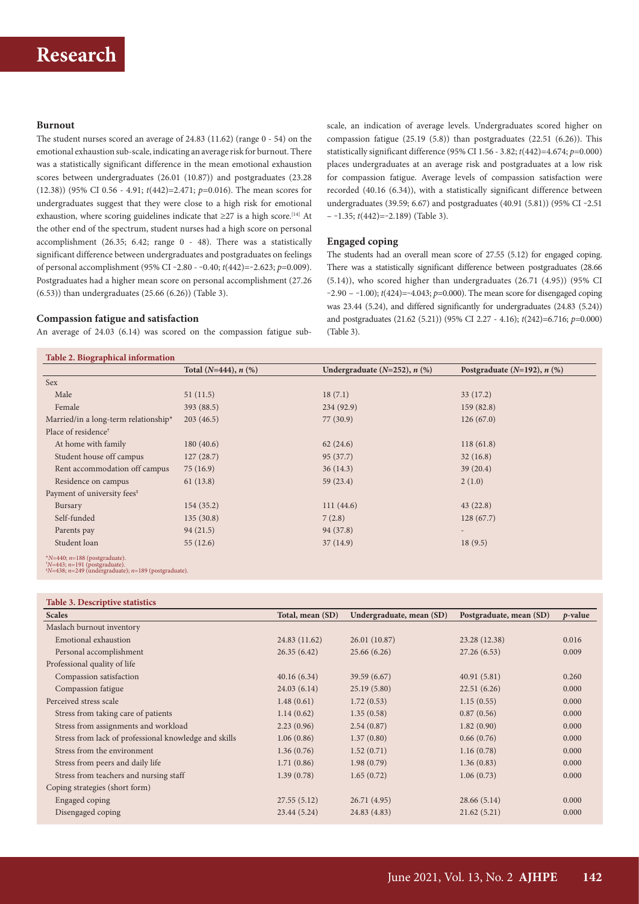## Burnout

The student nurses scored an average of 24.83 (11.62) (range 0 - 54) on the emotional exhaustion sub-scale, indicating an average risk for burnout. There was a statistically significant difference in the mean emotional exhaustion scores between undergraduates (26.01 (10.87)) and postgraduates (23.28 (12.38)) (95% CI 0.56 - 4.91; $t(442)=2.471$; $p=0.016$). The mean scores for undergraduates suggest that they were close to a high risk for emotional exhaustion, where scoring guidelines indicate that ≥27 is a high score.[14] At the other end of the spectrum, student nurses had a high score on personal accomplishment (26.35; 6.42; range 0 - 48). There was a statistically significant difference between undergraduates and postgraduates on feelings of personal accomplishment (95% CI −2.80 - −0.40; $t(442)=-2.623$; $p=0.009$). Postgraduates had a higher mean score on personal accomplishment (27.26 (6.53)) than undergraduates (25.66 (6.26)) (Table 3).

## Compassion fatigue and satisfaction

An average of 24.03 (6.14) was scored on the compassion fatigue sub-scale, an indication of average levels. Undergraduates scored higher on compassion fatigue (25.19 (5.8)) than postgraduates (22.51 (6.26)). This statistically significant difference (95% CI 1.56 - 3.82; $t(442)=4.674$; $p=0.000$) places undergraduates at an average risk and postgraduates at a low risk for compassion fatigue. Average levels of compassion satisfaction were recorded (40.16 (6.34)), with a statistically significant difference between undergraduates (39.59; 6.67) and postgraduates (40.91 (5.81)) (95% CI −2.51 – −1.35; $t(442)=-2.189$) (Table 3).

## Engaged coping

The students had an overall mean score of 27.55 (5.12) for engaged coping. There was a statistically significant difference between postgraduates (28.66 (5.14)), who scored higher than undergraduates (26.71 (4.95)) (95% CI −2.90 – −1.00); $t(424)=-4.043$; $p=0.000$). The mean score for disengaged coping was 23.44 (5.24), and differed significantly for undergraduates (24.83 (5.24)) and postgraduates (21.62 (5.21)) (95% CI 2.27 - 4.16); $t(242)=6.716$; $p=0.000$) (Table 3).

**Table 2. Biographical information**

| | Total (*N*=444), *n* (%) | Undergraduate (*N*=252), *n* (%) | Postgraduate (*N*=192), *n* (%) |
|---|---|---|---|
| Sex | | | |
| Male | 51 (11.5) | 18 (7.1) | 33 (17.2) |
| Female | 393 (88.5) | 234 (92.9) | 159 (82.8) |
| Married/in a long-term relationship* | 203 (46.5) | 77 (30.9) | 126 (67.0) |
| Place of residence† | | | |
| At home with family | 180 (40.6) | 62 (24.6) | 118 (61.8) |
| Student house off campus | 127 (28.7) | 95 (37.7) | 32 (16.8) |
| Rent accommodation off campus | 75 (16.9) | 36 (14.3) | 39 (20.4) |
| Residence on campus | 61 (13.8) | 59 (23.4) | 2 (1.0) |
| Payment of university fees‡ | | | |
| Bursary | 154 (35.2) | 111 (44.6) | 43 (22.8) |
| Self-funded | 135 (30.8) | 7 (2.8) | 128 (67.7) |
| Parents pay | 94 (21.5) | 94 (37.8) | - |
| Student loan | 55 (12.6) | 37 (14.9) | 18 (9.5) |

*$N$=440; $n$=188 (postgraduate).
†$N$=443; $n$=191 (postgraduate).
‡$N$=438; $n$=249 (undergraduate); $n$=189 (postgraduate).

**Table 3. Descriptive statistics**

| Scales | Total, mean (SD) | Undergraduate, mean (SD) | Postgraduate, mean (SD) | *p*-value |
|---|---|---|---|---|
| Maslach burnout inventory | | | | |
| Emotional exhaustion | 24.83 (11.62) | 26.01 (10.87) | 23.28 (12.38) | 0.016 |
| Personal accomplishment | 26.35 (6.42) | 25.66 (6.26) | 27.26 (6.53) | 0.009 |
| Professional quality of life | | | | |
| Compassion satisfaction | 40.16 (6.34) | 39.59 (6.67) | 40.91 (5.81) | 0.260 |
| Compassion fatigue | 24.03 (6.14) | 25.19 (5.80) | 22.51 (6.26) | 0.000 |
| Perceived stress scale | 1.48 (0.61) | 1.72 (0.53) | 1.15 (0.55) | 0.000 |
| Stress from taking care of patients | 1.14 (0.62) | 1.35 (0.58) | 0.87 (0.56) | 0.000 |
| Stress from assignments and workload | 2.23 (0.96) | 2.54 (0.87) | 1.82 (0.90) | 0.000 |
| Stress from lack of professional knowledge and skills | 1.06 (0.86) | 1.37 (0.80) | 0.66 (0.76) | 0.000 |
| Stress from the environment | 1.36 (0.76) | 1.52 (0.71) | 1.16 (0.78) | 0.000 |
| Stress from peers and daily life | 1.71 (0.86) | 1.98 (0.79) | 1.36 (0.83) | 0.000 |
| Stress from teachers and nursing staff | 1.39 (0.78) | 1.65 (0.72) | 1.06 (0.73) | 0.000 |
| Coping strategies (short form) | | | | |
| Engaged coping | 27.55 (5.12) | 26.71 (4.95) | 28.66 (5.14) | 0.000 |
| Disengaged coping | 23.44 (5.24) | 24.83 (4.83) | 21.62 (5.21) | 0.000 |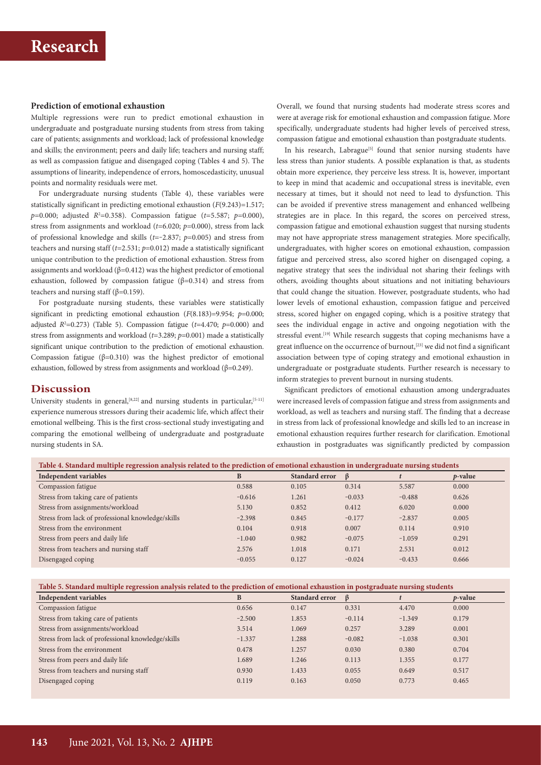### Prediction of emotional exhaustion

Multiple regressions were run to predict emotional exhaustion in undergraduate and postgraduate nursing students from stress from taking care of patients; assignments and workload; lack of professional knowledge and skills; the environment; peers and daily life; teachers and nursing staff; as well as compassion fatigue and disengaged coping (Tables 4 and 5). The assumptions of linearity, independence of errors, homoscedasticity, unusual points and normality residuals were met.

For undergraduate nursing students (Table 4), these variables were statistically significant in predicting emotional exhaustion ($F(9.243)=1.517$; $p=0.000$; adjusted $R^2=0.358$). Compassion fatigue ($t=5.587$; $p=0.000$), stress from assignments and workload ($t=6.020$; $p=0.000$), stress from lack of professional knowledge and skills ($t=-2.837$; $p=0.005$) and stress from teachers and nursing staff ($t=2.531$; $p=0.012$) made a statistically significant unique contribution to the prediction of emotional exhaustion. Stress from assignments and workload ($\beta=0.412$) was the highest predictor of emotional exhaustion, followed by compassion fatigue ($\beta=0.314$) and stress from teachers and nursing staff ($\beta=0.159$).

For postgraduate nursing students, these variables were statistically significant in predicting emotional exhaustion ($F(8.183)=9.954$; $p=0.000$; adjusted $R^2=0.273$) (Table 5). Compassion fatigue ($t=4.470$; $p=0.000$) and stress from assignments and workload ($t=3.289$; $p=0.001$) made a statistically significant unique contribution to the prediction of emotional exhaustion. Compassion fatigue ($\beta=0.310$) was the highest predictor of emotional exhaustion, followed by stress from assignments and workload ($\beta=0.249$).

## Discussion

University students in general,[8,22] and nursing students in particular,[5-11] experience numerous stressors during their academic life, which affect their emotional wellbeing. This is the first cross-sectional study investigating and comparing the emotional wellbeing of undergraduate and postgraduate nursing students in SA.

Overall, we found that nursing students had moderate stress scores and were at average risk for emotional exhaustion and compassion fatigue. More specifically, undergraduate students had higher levels of perceived stress, compassion fatigue and emotional exhaustion than postgraduate students.

In his research, Labrague[5] found that senior nursing students have less stress than junior students. A possible explanation is that, as students obtain more experience, they perceive less stress. It is, however, important to keep in mind that academic and occupational stress is inevitable, even necessary at times, but it should not need to lead to dysfunction. This can be avoided if preventive stress management and enhanced wellbeing strategies are in place. In this regard, the scores on perceived stress, compassion fatigue and emotional exhaustion suggest that nursing students may not have appropriate stress management strategies. More specifically, undergraduates, with higher scores on emotional exhaustion, compassion fatigue and perceived stress, also scored higher on disengaged coping, a negative strategy that sees the individual not sharing their feelings with others, avoiding thoughts about situations and not initiating behaviours that could change the situation. However, postgraduate students, who had lower levels of emotional exhaustion, compassion fatigue and perceived stress, scored higher on engaged coping, which is a positive strategy that sees the individual engage in active and ongoing negotiation with the stressful event.[19] While research suggests that coping mechanisms have a great influence on the occurrence of burnout,[23] we did not find a significant association between type of coping strategy and emotional exhaustion in undergraduate or postgraduate students. Further research is necessary to inform strategies to prevent burnout in nursing students.

Significant predictors of emotional exhaustion among undergraduates were increased levels of compassion fatigue and stress from assignments and workload, as well as teachers and nursing staff. The finding that a decrease in stress from lack of professional knowledge and skills led to an increase in emotional exhaustion requires further research for clarification. Emotional exhaustion in postgraduates was significantly predicted by compassion

**Table 4. Standard multiple regression analysis related to the prediction of emotional exhaustion in undergraduate nursing students**

| Independent variables | B | Standard error | β | t | p-value |
|---|---|---|---|---|---|
| Compassion fatigue | 0.588 | 0.105 | 0.314 | 5.587 | 0.000 |
| Stress from taking care of patients | −0.616 | 1.261 | −0.033 | −0.488 | 0.626 |
| Stress from assignments/workload | 5.130 | 0.852 | 0.412 | 6.020 | 0.000 |
| Stress from lack of professional knowledge/skills | −2.398 | 0.845 | −0.177 | −2.837 | 0.005 |
| Stress from the environment | 0.104 | 0.918 | 0.007 | 0.114 | 0.910 |
| Stress from peers and daily life | −1.040 | 0.982 | −0.075 | −1.059 | 0.291 |
| Stress from teachers and nursing staff | 2.576 | 1.018 | 0.171 | 2.531 | 0.012 |
| Disengaged coping | −0.055 | 0.127 | −0.024 | −0.433 | 0.666 |

**Table 5. Standard multiple regression analysis related to the prediction of emotional exhaustion in postgraduate nursing students**

| Independent variables | B | Standard error | β | t | p-value |
|---|---|---|---|---|---|
| Compassion fatigue | 0.656 | 0.147 | 0.331 | 4.470 | 0.000 |
| Stress from taking care of patients | −2.500 | 1.853 | −0.114 | −1.349 | 0.179 |
| Stress from assignments/workload | 3.514 | 1.069 | 0.257 | 3.289 | 0.001 |
| Stress from lack of professional knowledge/skills | −1.337 | 1.288 | −0.082 | −1.038 | 0.301 |
| Stress from the environment | 0.478 | 1.257 | 0.030 | 0.380 | 0.704 |
| Stress from peers and daily life | 1.689 | 1.246 | 0.113 | 1.355 | 0.177 |
| Stress from teachers and nursing staff | 0.930 | 1.433 | 0.055 | 0.649 | 0.517 |
| Disengaged coping | 0.119 | 0.163 | 0.050 | 0.773 | 0.465 |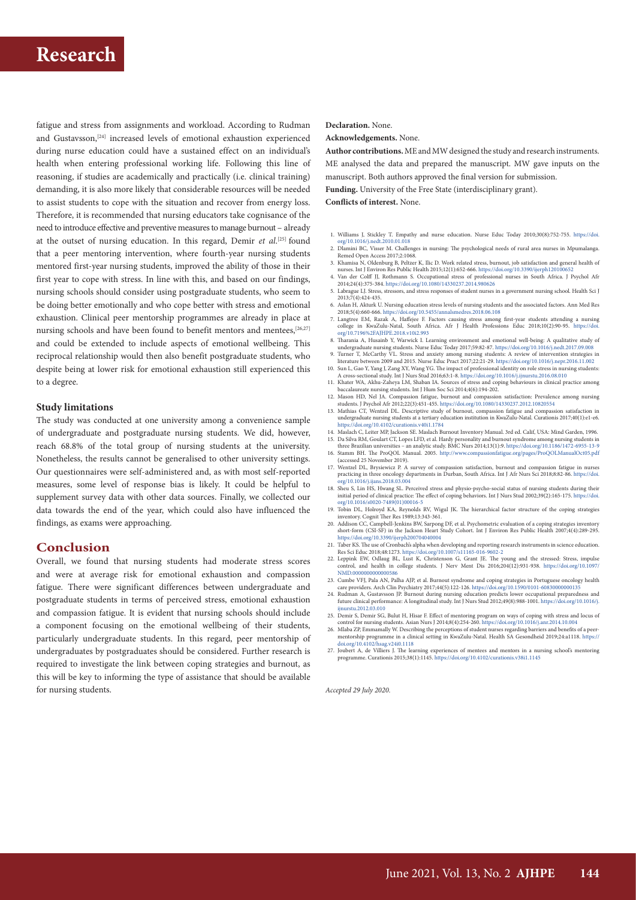fatigue and stress from assignments and workload. According to Rudman and Gustavsson,[24] increased levels of emotional exhaustion experienced during nurse education could have a sustained effect on an individual's health when entering professional working life. Following this line of reasoning, if studies are academically and practically (i.e. clinical training) demanding, it is also more likely that considerable resources will be needed to assist students to cope with the situation and recover from energy loss. Therefore, it is recommended that nursing educators take cognisance of the need to introduce effective and preventive measures to manage burnout – already at the outset of nursing education. In this regard, Demir *et al.*[25] found that a peer mentoring intervention, where fourth-year nursing students mentored first-year nursing students, improved the ability of those in their first year to cope with stress. In line with this, and based on our findings, nursing schools should consider using postgraduate students, who seem to be doing better emotionally and who cope better with stress and emotional exhaustion. Clinical peer mentorship programmes are already in place at nursing schools and have been found to benefit mentors and mentees,[26,27] and could be extended to include aspects of emotional wellbeing. This reciprocal relationship would then also benefit postgraduate students, who despite being at lower risk for emotional exhaustion still experienced this to a degree.

### Study limitations

The study was conducted at one university among a convenience sample of undergraduate and postgraduate nursing students. We did, however, reach 68.8% of the total group of nursing students at the university. Nonetheless, the results cannot be generalised to other university settings. Our questionnaires were self-administered and, as with most self-reported measures, some level of response bias is likely. It could be helpful to supplement survey data with other data sources. Finally, we collected our data towards the end of the year, which could also have influenced the findings, as exams were approaching.

## Conclusion

Overall, we found that nursing students had moderate stress scores and were at average risk for emotional exhaustion and compassion fatigue. There were significant differences between undergraduate and postgraduate students in terms of perceived stress, emotional exhaustion and compassion fatigue. It is evident that nursing schools should include a component focusing on the emotional wellbeing of their students, particularly undergraduate students. In this regard, peer mentorship of undergraduates by postgraduates should be considered. Further research is required to investigate the link between coping strategies and burnout, as this will be key to informing the type of assistance that should be available for nursing students.

**Declaration.** None.

**Acknowledgements.** None.

**Author contributions.** ME and MW designed the study and research instruments. ME analysed the data and prepared the manuscript. MW gave inputs on the manuscript. Both authors approved the final version for submission.

**Funding.** University of the Free State (interdisciplinary grant).

**Conflicts of interest.** None.

1. Williams J, Stickley T. Empathy and nurse education. Nurse Educ Today 2010;30(8):752-755. https://doi.org/10.1016/j.nedt.2010.01.018
2. Dlamini BC, Visser M. Challenges in nursing: The psychological needs of rural area nurses in Mpumalanga. Remed Open Access 2017;2:1068.
3. Khamisa N, Oldenburg B, Peltzer K, Ilic D. Work related stress, burnout, job satisfaction and general health of nurses. Int J Environ Res Public Health 2015;12(1):652-666. https://doi.org/10.3390/ijerph120100652
4. Van der Colff JJ, Rothmann S. Occupational stress of professional nurses in South Africa. J Psychol Afr 2014;24(4):375-384. https://doi.org/10.1080/14330237.2014.980626
5. Labrague LJ. Stress, stressors, and stress responses of student nurses in a government nursing school. Health Sci J 2013;7(4):424-435.
6. Aslan H, Akturk U. Nursing education stress levels of nursing students and the associated factors. Ann Med Res 2018;5(4):660-666. https://doi.org/10.5455/annalsmedres.2018.06.108
7. Langtree EM, Razak A, Haffejee F. Factors causing stress among first-year students attending a nursing college in KwaZulu-Natal, South Africa. Afr J Health Professions Educ 2018;10(2):90-95. https://doi.org/10.7196%2FAJHPE.2018.v10i2.993
8. Tharania A, Husainb Y, Warwick I. Learning environment and emotional well-being: A qualitative study of undergraduate nursing students. Nurse Educ Today 2017;59:82-87. https://doi.org/10.1016/j.nedt.2017.09.008
9. Turner T, McCarthy VL. Stress and anxiety among nursing students: A review of intervention strategies in literature between 2009 and 2015. Nurse Educ Pract 2017;22:21-29. https://doi.org/10.1016/j.nepr.2016.11.002
10. Sun L, Gao Y, Yang J, Zang XY, Wang YG. The impact of professional identity on role stress in nursing students: A cross-sectional study. Int J Nurs Stud 2016;63:1-8. https://doi.org/10.1016/j.ijnurstu.2016.08.010
11. Khater WA, Akhu-Zaheya LM, Shaban IA. Sources of stress and coping behaviours in clinical practice among baccalaureate nursing students. Int J Hum Soc Sci 2014;4(6):194-202.
12. Mason HD, Nel JA. Compassion fatigue, burnout and compassion satisfaction: Prevalence among nursing students. J Psychol Afr 2012;22(3):451-455. https://doi.org/10.1080/14330237.2012.10820554
13. Mathias CT, Wentzel DL. Descriptive study of burnout, compassion fatigue and compassion satisfaction in undergraduate nursing students at a tertiary education institution in KwaZulu-Natal. Curationis 2017;40(1):e1-e6. https://doi.org/10.4102/curationis.v40i1.1784
14. Maslach C, Leiter MP, Jackson SE. Maslach Burnout Inventory Manual. 3rd ed. Calif, USA: Mind Garden, 1996.
15. Da Silva RM, Goulart CT, Lopes LFD, et al. Hardy personality and burnout syndrome among nursing students in three Brazilian universities – an analytic study. BMC Nurs 2014;13(1):9. https://doi.org/10.1186/1472-6955-13-9
16. Stamm BH. The ProQOL Manual. 2005. http://www.compassionfatigue.org/pages/ProQOLManualOct05.pdf (accessed 25 November 2019).
17. Wentzel DL, Brysiewicz P. A survey of compassion satisfaction, burnout and compassion fatigue in nurses practicing in three oncology departments in Durban, South Africa. Int J Afr Nurs Sci 2018;8:82-86. https://doi.org/10.1016/j.ijans.2018.03.004
18. Sheu S, Lin HS, Hwang SL. Perceived stress and physio-psycho-social status of nursing students during their initial period of clinical practice: The effect of coping behaviors. Int J Nurs Stud 2002;39(2):165-175. https://doi.org/10.1016/s0020-7489(01)00016-5
19. Tobin DL, Holroyd KA, Reynolds RV, Wigul JK. The hierarchical factor structure of the coping strategies inventory. Cognit Ther Res 1989;13:343-361.
20. Addison CC, Campbell-Jenkins BW, Sarpong DF, et al. Psychometric evaluation of a coping strategies inventory short-form (CSI-SF) in the Jackson Heart Study Cohort. Int J Environ Res Public Health 2007;4(4):289-295. https://doi.org/10.3390/ijerph200704040004
21. Taber KS. The use of Cronbach's alpha when developing and reporting research instruments in science education. Res Sci Educ 2018;48:1273. https://doi.org/10.1007/s11165-016-9602-2
22. Leppink EW, Odlaug BL, Lust K, Christenson G, Grant JE. The young and the stressed: Stress, impulse control, and health in college students. J Nerv Ment Dis 2016;204(12):931-938. https://doi.org/10.1097/NMD.0000000000000586
23. Cumbe VFJ, Pala AN, Palha AJP, et al. Burnout syndrome and coping strategies in Portuguese oncology health care providers. Arch Clin Psychiatry 2017;44(5):122-126. https://doi.org/10.1590/0101-60830000000135
24. Rudman A, Gustavsson JP. Burnout during nursing education predicts lower occupational preparedness and future clinical performance: A longitudinal study. Int J Nurs Stud 2012;49(8):988-1001. https://doi.org/10.1016/j.ijnurstu.2012.03.010
25. Demir S, Demir SG, Bulut H, Hisar F. Effect of mentoring program on ways of coping with stress and locus of control for nursing students. Asian Nurs J 2014;8(4):254-260. https://doi.org/10.1016/j.anr.2014.10.004
26. Mlaba ZP, Emmamally W. Describing the perceptions of student nurses regarding barriers and benefits of a peer-mentorship programme in a clinical setting in KwaZulu-Natal. Health SA Gesondheid 2019;24:a1118. https://doi.org/10.4102/hsag.v24i0.1118
27. Joubert A, de Villiers J. The learning experiences of mentees and mentors in a nursing school's mentoring programme. Curationis 2015;38(1):1145. https://doi.org/10.4102/curationis.v38i1.1145

*Accepted 29 July 2020.*